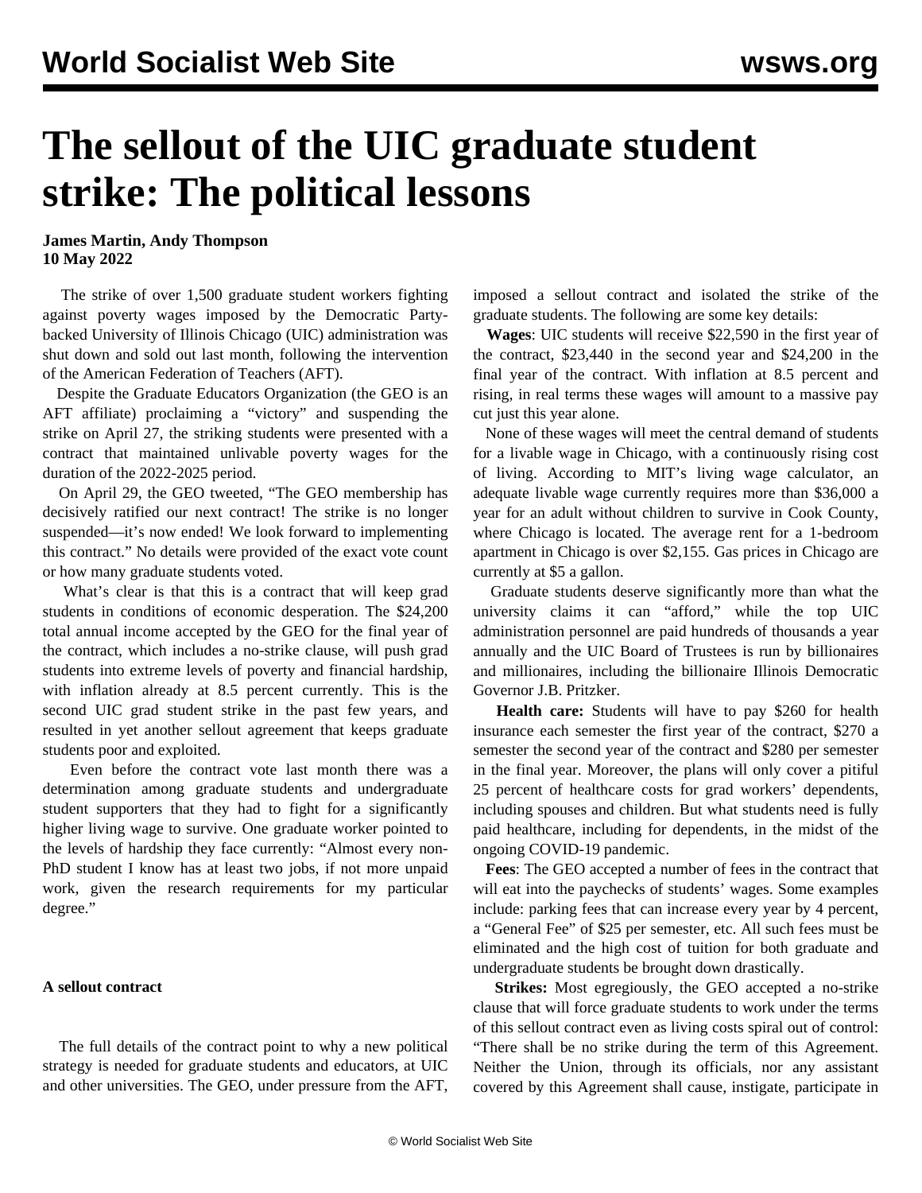# The sellout of the UIC graduate student strike: The political lessons

**James Martin, Andy Thompson**
**10 May 2022**

The strike of over 1,500 graduate student workers fighting against poverty wages imposed by the Democratic Party-backed University of Illinois Chicago (UIC) administration was shut down and sold out last month, following the intervention of the American Federation of Teachers (AFT).

Despite the Graduate Educators Organization (the GEO is an AFT affiliate) proclaiming a "victory" and suspending the strike on April 27, the striking students were presented with a contract that maintained unlivable poverty wages for the duration of the 2022-2025 period.

On April 29, the GEO tweeted, "The GEO membership has decisively ratified our next contract! The strike is no longer suspended—it's now ended! We look forward to implementing this contract." No details were provided of the exact vote count or how many graduate students voted.

What's clear is that this is a contract that will keep grad students in conditions of economic desperation. The $24,200 total annual income accepted by the GEO for the final year of the contract, which includes a no-strike clause, will push grad students into extreme levels of poverty and financial hardship, with inflation already at 8.5 percent currently. This is the second UIC grad student strike in the past few years, and resulted in yet another sellout agreement that keeps graduate students poor and exploited.

Even before the contract vote last month there was a determination among graduate students and undergraduate student supporters that they had to fight for a significantly higher living wage to survive. One graduate worker pointed to the levels of hardship they face currently: "Almost every non-PhD student I know has at least two jobs, if not more unpaid work, given the research requirements for my particular degree."

#### A sellout contract

The full details of the contract point to why a new political strategy is needed for graduate students and educators, at UIC and other universities. The GEO, under pressure from the AFT, imposed a sellout contract and isolated the strike of the graduate students. The following are some key details:

**Wages**: UIC students will receive $22,590 in the first year of the contract, $23,440 in the second year and $24,200 in the final year of the contract. With inflation at 8.5 percent and rising, in real terms these wages will amount to a massive pay cut just this year alone.

None of these wages will meet the central demand of students for a livable wage in Chicago, with a continuously rising cost of living. According to MIT's living wage calculator, an adequate livable wage currently requires more than $36,000 a year for an adult without children to survive in Cook County, where Chicago is located. The average rent for a 1-bedroom apartment in Chicago is over $2,155. Gas prices in Chicago are currently at $5 a gallon.

Graduate students deserve significantly more than what the university claims it can "afford," while the top UIC administration personnel are paid hundreds of thousands a year annually and the UIC Board of Trustees is run by billionaires and millionaires, including the billionaire Illinois Democratic Governor J.B. Pritzker.

**Health care:** Students will have to pay $260 for health insurance each semester the first year of the contract, $270 a semester the second year of the contract and $280 per semester in the final year. Moreover, the plans will only cover a pitiful 25 percent of healthcare costs for grad workers' dependents, including spouses and children. But what students need is fully paid healthcare, including for dependents, in the midst of the ongoing COVID-19 pandemic.

**Fees**: The GEO accepted a number of fees in the contract that will eat into the paychecks of students' wages. Some examples include: parking fees that can increase every year by 4 percent, a "General Fee" of $25 per semester, etc. All such fees must be eliminated and the high cost of tuition for both graduate and undergraduate students be brought down drastically.

**Strikes:** Most egregiously, the GEO accepted a no-strike clause that will force graduate students to work under the terms of this sellout contract even as living costs spiral out of control: "There shall be no strike during the term of this Agreement. Neither the Union, through its officials, nor any assistant covered by this Agreement shall cause, instigate, participate in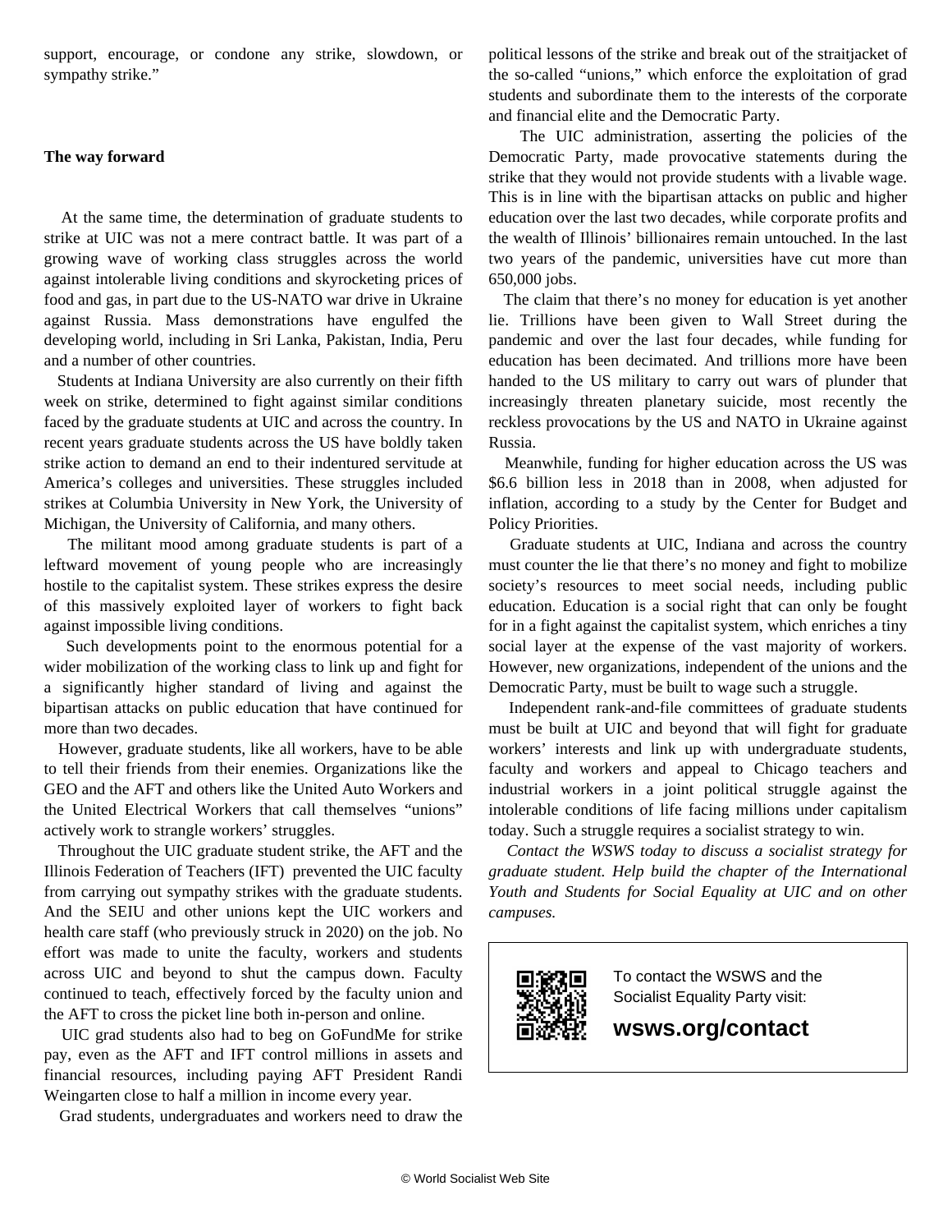support, encourage, or condone any strike, slowdown, or sympathy strike."

**The way forward**

At the same time, the determination of graduate students to strike at UIC was not a mere contract battle. It was part of a growing wave of working class struggles across the world against intolerable living conditions and skyrocketing prices of food and gas, in part due to the US-NATO war drive in Ukraine against Russia. Mass demonstrations have engulfed the developing world, including in Sri Lanka, Pakistan, India, Peru and a number of other countries.

Students at Indiana University are also currently on their fifth week on strike, determined to fight against similar conditions faced by the graduate students at UIC and across the country. In recent years graduate students across the US have boldly taken strike action to demand an end to their indentured servitude at America's colleges and universities. These struggles included strikes at Columbia University in New York, the University of Michigan, the University of California, and many others.

The militant mood among graduate students is part of a leftward movement of young people who are increasingly hostile to the capitalist system. These strikes express the desire of this massively exploited layer of workers to fight back against impossible living conditions.

Such developments point to the enormous potential for a wider mobilization of the working class to link up and fight for a significantly higher standard of living and against the bipartisan attacks on public education that have continued for more than two decades.

However, graduate students, like all workers, have to be able to tell their friends from their enemies. Organizations like the GEO and the AFT and others like the United Auto Workers and the United Electrical Workers that call themselves "unions" actively work to strangle workers' struggles.

Throughout the UIC graduate student strike, the AFT and the Illinois Federation of Teachers (IFT) prevented the UIC faculty from carrying out sympathy strikes with the graduate students. And the SEIU and other unions kept the UIC workers and health care staff (who previously struck in 2020) on the job. No effort was made to unite the faculty, workers and students across UIC and beyond to shut the campus down. Faculty continued to teach, effectively forced by the faculty union and the AFT to cross the picket line both in-person and online.

UIC grad students also had to beg on GoFundMe for strike pay, even as the AFT and IFT control millions in assets and financial resources, including paying AFT President Randi Weingarten close to half a million in income every year.

Grad students, undergraduates and workers need to draw the political lessons of the strike and break out of the straitjacket of the so-called "unions," which enforce the exploitation of grad students and subordinate them to the interests of the corporate and financial elite and the Democratic Party.

The UIC administration, asserting the policies of the Democratic Party, made provocative statements during the strike that they would not provide students with a livable wage. This is in line with the bipartisan attacks on public and higher education over the last two decades, while corporate profits and the wealth of Illinois' billionaires remain untouched. In the last two years of the pandemic, universities have cut more than 650,000 jobs.

The claim that there's no money for education is yet another lie. Trillions have been given to Wall Street during the pandemic and over the last four decades, while funding for education has been decimated. And trillions more have been handed to the US military to carry out wars of plunder that increasingly threaten planetary suicide, most recently the reckless provocations by the US and NATO in Ukraine against Russia.

Meanwhile, funding for higher education across the US was $6.6 billion less in 2018 than in 2008, when adjusted for inflation, according to a study by the Center for Budget and Policy Priorities.

Graduate students at UIC, Indiana and across the country must counter the lie that there's no money and fight to mobilize society's resources to meet social needs, including public education. Education is a social right that can only be fought for in a fight against the capitalist system, which enriches a tiny social layer at the expense of the vast majority of workers. However, new organizations, independent of the unions and the Democratic Party, must be built to wage such a struggle.

Independent rank-and-file committees of graduate students must be built at UIC and beyond that will fight for graduate workers' interests and link up with undergraduate students, faculty and workers and appeal to Chicago teachers and industrial workers in a joint political struggle against the intolerable conditions of life facing millions under capitalism today. Such a struggle requires a socialist strategy to win.

*Contact the WSWS today to discuss a socialist strategy for graduate student. Help build the chapter of the International Youth and Students for Social Equality at UIC and on other campuses.*

To contact the WSWS and the Socialist Equality Party visit:

**wsws.org/contact**